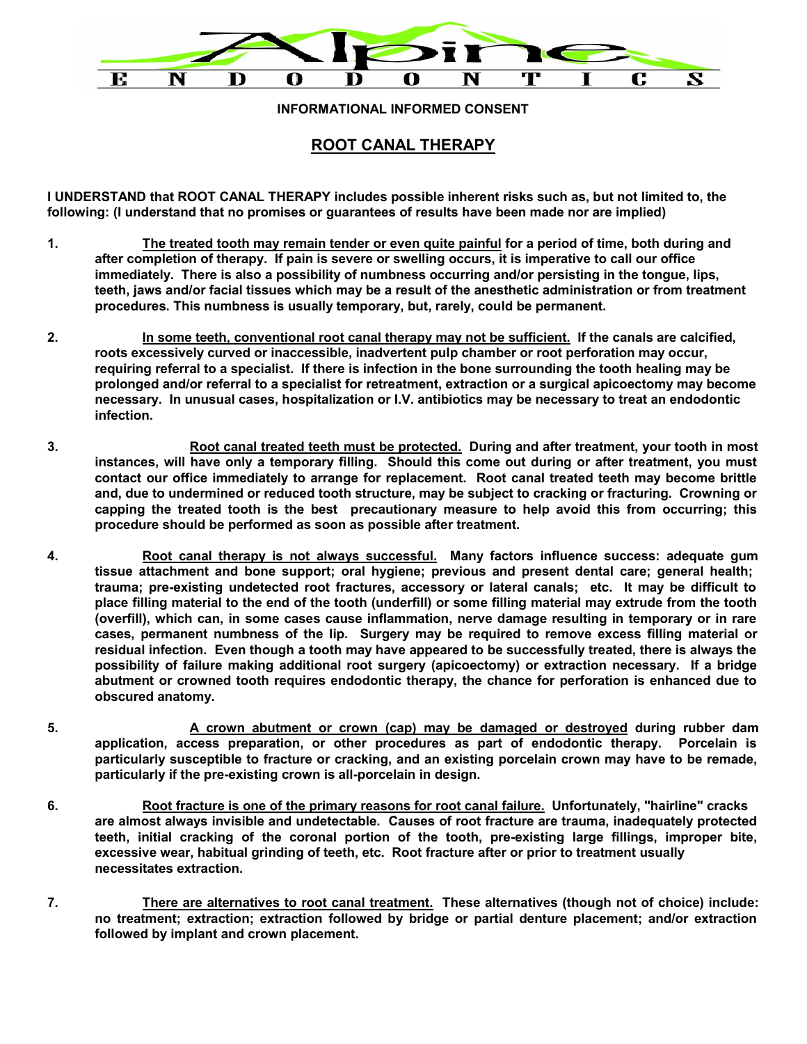# Alpine ENDODONTICS

**INFORMATIONAL INFORMED CONSENT**

## ROOT CANAL THERAPY

**I UNDERSTAND that ROOT CANAL THERAPY includes possible inherent risks such as, but not limited to, the following: (I understand that no promises or guarantees of results have been made nor are implied)**

1. **<u>The treated tooth may remain tender or even quite painful</u> for a period of time, both during and after completion of therapy. If pain is severe or swelling occurs, it is imperative to call our office immediately. There is also a possibility of numbness occurring and/or persisting in the tongue, lips, teeth, jaws and/or facial tissues which may be a result of the anesthetic administration or from treatment procedures. This numbness is usually temporary, but, rarely, could be permanent.**

2. **<u>In some teeth, conventional root canal therapy may not be sufficient.</u> If the canals are calcified, roots excessively curved or inaccessible, inadvertent pulp chamber or root perforation may occur, requiring referral to a specialist. If there is infection in the bone surrounding the tooth healing may be prolonged and/or referral to a specialist for retreatment, extraction or a surgical apicoectomy may become necessary. In unusual cases, hospitalization or I.V. antibiotics may be necessary to treat an endodontic infection.**

3. **<u>Root canal treated teeth must be protected.</u> During and after treatment, your tooth in most instances, will have only a temporary filling. Should this come out during or after treatment, you must contact our office immediately to arrange for replacement. Root canal treated teeth may become brittle and, due to undermined or reduced tooth structure, may be subject to cracking or fracturing. Crowning or capping the treated tooth is the best precautionary measure to help avoid this from occurring; this procedure should be performed as soon as possible after treatment.**

4. **<u>Root canal therapy is not always successful.</u> Many factors influence success: adequate gum tissue attachment and bone support; oral hygiene; previous and present dental care; general health; trauma; pre-existing undetected root fractures, accessory or lateral canals; etc. It may be difficult to place filling material to the end of the tooth (underfill) or some filling material may extrude from the tooth (overfill), which can, in some cases cause inflammation, nerve damage resulting in temporary or in rare cases, permanent numbness of the lip. Surgery may be required to remove excess filling material or residual infection. Even though a tooth may have appeared to be successfully treated, there is always the possibility of failure making additional root surgery (apicoectomy) or extraction necessary. If a bridge abutment or crowned tooth requires endodontic therapy, the chance for perforation is enhanced due to obscured anatomy.**

5. **<u>A crown abutment or crown (cap) may be damaged or destroyed</u> during rubber dam application, access preparation, or other procedures as part of endodontic therapy. Porcelain is particularly susceptible to fracture or cracking, and an existing porcelain crown may have to be remade, particularly if the pre-existing crown is all-porcelain in design.**

6. **<u>Root fracture is one of the primary reasons for root canal failure.</u> Unfortunately, "hairline" cracks are almost always invisible and undetectable. Causes of root fracture are trauma, inadequately protected teeth, initial cracking of the coronal portion of the tooth, pre-existing large fillings, improper bite, excessive wear, habitual grinding of teeth, etc. Root fracture after or prior to treatment usually necessitates extraction.**

7. **<u>There are alternatives to root canal treatment.</u> These alternatives (though not of choice) include: no treatment; extraction; extraction followed by bridge or partial denture placement; and/or extraction followed by implant and crown placement.**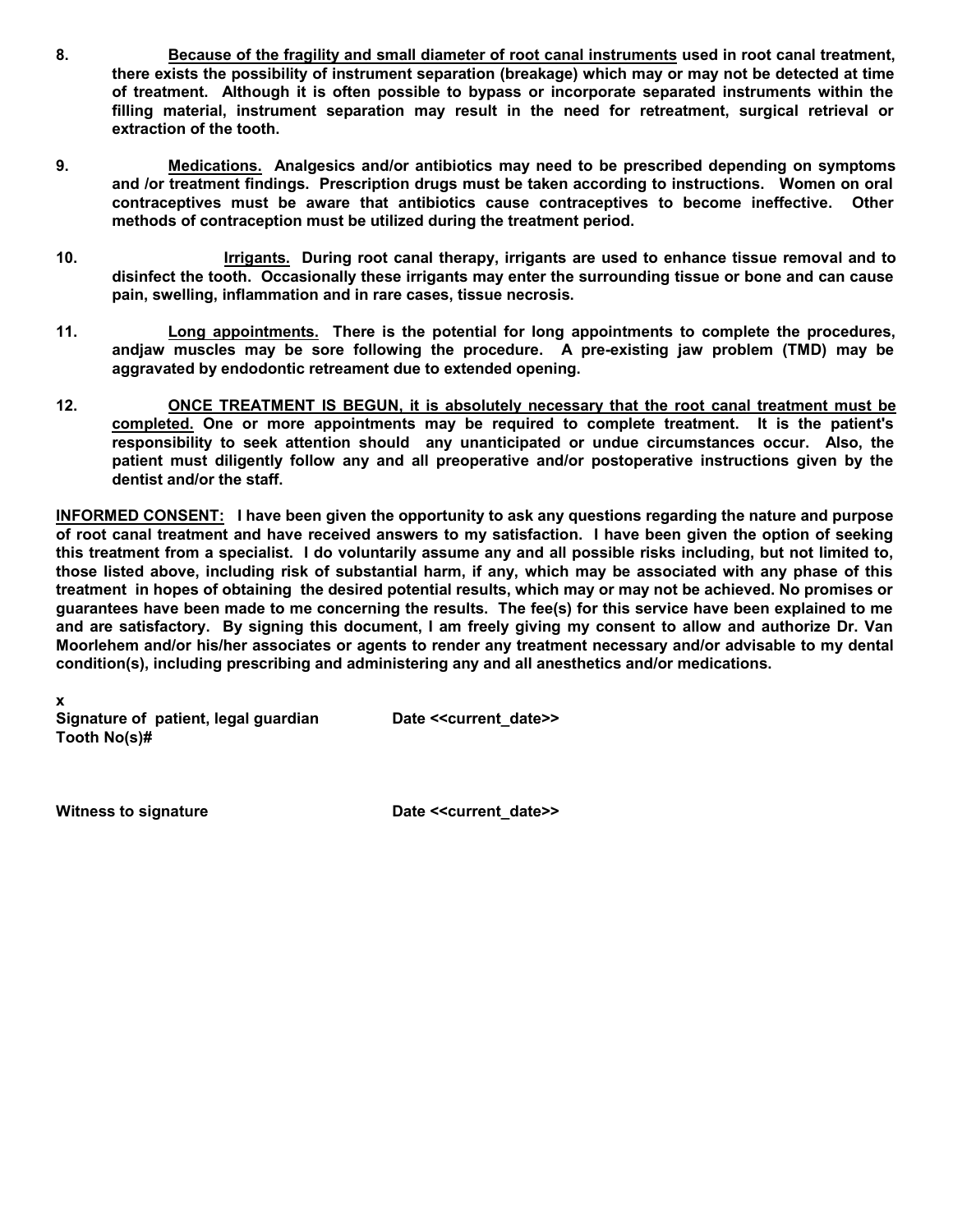8. **<u>Because of the fragility and small diameter of root canal instruments</u> used in root canal treatment, there exists the possibility of instrument separation (breakage) which may or may not be detected at time of treatment. Although it is often possible to bypass or incorporate separated instruments within the filling material, instrument separation may result in the need for retreatment, surgical retrieval or extraction of the tooth.**

9. **<u>Medications.</u> Analgesics and/or antibiotics may need to be prescribed depending on symptoms and /or treatment findings. Prescription drugs must be taken according to instructions. Women on oral contraceptives must be aware that antibiotics cause contraceptives to become ineffective. Other methods of contraception must be utilized during the treatment period.**

10. **<u>Irrigants.</u> During root canal therapy, irrigants are used to enhance tissue removal and to disinfect the tooth. Occasionally these irrigants may enter the surrounding tissue or bone and can cause pain, swelling, inflammation and in rare cases, tissue necrosis.**

11. **<u>Long appointments.</u> There is the potential for long appointments to complete the procedures, andjaw muscles may be sore following the procedure. A pre-existing jaw problem (TMD) may be aggravated by endodontic retreament due to extended opening.**

12. **<u>ONCE TREATMENT IS BEGUN, it is absolutely necessary that the root canal treatment must be completed.</u> One or more appointments may be required to complete treatment. It is the patient's responsibility to seek attention should any unanticipated or undue circumstances occur. Also, the patient must diligently follow any and all preoperative and/or postoperative instructions given by the dentist and/or the staff.**

**<u>INFORMED CONSENT:</u> I have been given the opportunity to ask any questions regarding the nature and purpose of root canal treatment and have received answers to my satisfaction. I have been given the option of seeking this treatment from a specialist. I do voluntarily assume any and all possible risks including, but not limited to, those listed above, including risk of substantial harm, if any, which may be associated with any phase of this treatment in hopes of obtaining the desired potential results, which may or may not be achieved. No promises or guarantees have been made to me concerning the results. The fee(s) for this service have been explained to me and are satisfactory. By signing this document, I am freely giving my consent to allow and authorize Dr. Van Moorlehem and/or his/her associates or agents to render any treatment necessary and/or advisable to my dental condition(s), including prescribing and administering any and all anesthetics and/or medications.**

**x**
**Signature of patient, legal guardian** **Date <<current_date>>**
**Tooth No(s)#**

**Witness to signature** **Date <<current_date>>**